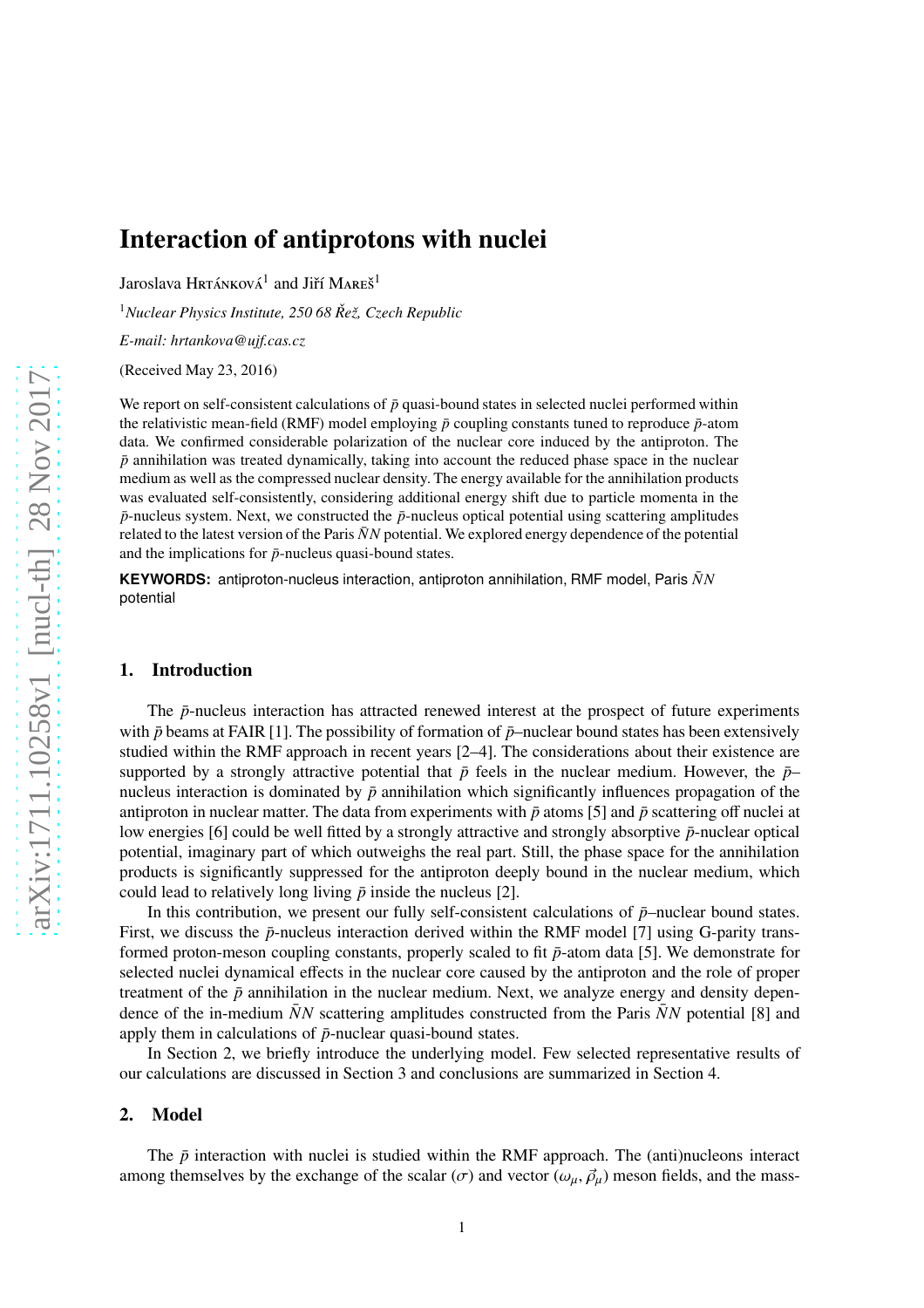# Interaction of antiprotons with nuclei

Jaroslava Hrtánková[1] and Jiří Mareš[1]

[1]*Nuclear Physics Institute, 250 68 Řež, Czech Republic*

*E-mail: hrtankova@ujf.cas.cz*

(Received May 23, 2016)

We report on self-consistent calculations of $\bar{p}$ quasi-bound states in selected nuclei performed within the relativistic mean-field (RMF) model employing $\bar{p}$ coupling constants tuned to reproduce $\bar{p}$-atom data. We confirmed considerable polarization of the nuclear core induced by the antiproton. The $\bar{p}$ annihilation was treated dynamically, taking into account the reduced phase space in the nuclear medium as well as the compressed nuclear density. The energy available for the annihilation products was evaluated self-consistently, considering additional energy shift due to particle momenta in the $\bar{p}$-nucleus system. Next, we constructed the $\bar{p}$-nucleus optical potential using scattering amplitudes related to the latest version of the Paris $\bar{N}N$ potential. We explored energy dependence of the potential and the implications for $\bar{p}$-nucleus quasi-bound states.

**KEYWORDS:** antiproton-nucleus interaction, antiproton annihilation, RMF model, Paris $\bar{N}N$ potential

## 1. Introduction

The $\bar{p}$-nucleus interaction has attracted renewed interest at the prospect of future experiments with $\bar{p}$ beams at FAIR [1]. The possibility of formation of $\bar{p}$–nuclear bound states has been extensively studied within the RMF approach in recent years [2–4]. The considerations about their existence are supported by a strongly attractive potential that $\bar{p}$ feels in the nuclear medium. However, the $\bar{p}$–nucleus interaction is dominated by $\bar{p}$ annihilation which significantly influences propagation of the antiproton in nuclear matter. The data from experiments with $\bar{p}$ atoms [5] and $\bar{p}$ scattering off nuclei at low energies [6] could be well fitted by a strongly attractive and strongly absorptive $\bar{p}$-nuclear optical potential, imaginary part of which outweighs the real part. Still, the phase space for the annihilation products is significantly suppressed for the antiproton deeply bound in the nuclear medium, which could lead to relatively long living $\bar{p}$ inside the nucleus [2].

In this contribution, we present our fully self-consistent calculations of $\bar{p}$–nuclear bound states. First, we discuss the $\bar{p}$-nucleus interaction derived within the RMF model [7] using G-parity transformed proton-meson coupling constants, properly scaled to fit $\bar{p}$-atom data [5]. We demonstrate for selected nuclei dynamical effects in the nuclear core caused by the antiproton and the role of proper treatment of the $\bar{p}$ annihilation in the nuclear medium. Next, we analyze energy and density dependence of the in-medium $\bar{N}N$ scattering amplitudes constructed from the Paris $\bar{N}N$ potential [8] and apply them in calculations of $\bar{p}$-nuclear quasi-bound states.

In Section 2, we briefly introduce the underlying model. Few selected representative results of our calculations are discussed in Section 3 and conclusions are summarized in Section 4.

## 2. Model

The $\bar{p}$ interaction with nuclei is studied within the RMF approach. The (anti)nucleons interact among themselves by the exchange of the scalar ($\sigma$) and vector ($\omega_\mu$, $\vec{\rho}_\mu$) meson fields, and the mass-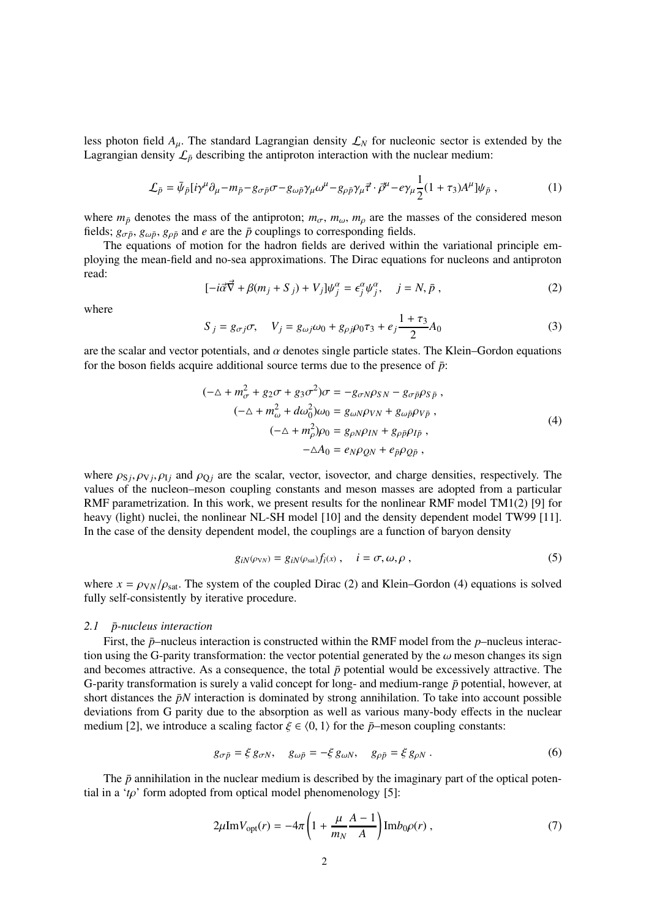less photon field $A_\mu$. The standard Lagrangian density $\mathcal{L}_N$ for nucleonic sector is extended by the Lagrangian density $\mathcal{L}_{\bar{p}}$ describing the antiproton interaction with the nuclear medium:

$$\mathcal{L}_{\bar{p}} = \bar{\psi}_{\bar{p}}[i\gamma^\mu\partial_\mu - m_{\bar{p}} - g_{\sigma\bar{p}}\sigma - g_{\omega\bar{p}}\gamma_\mu\omega^\mu - g_{\rho\bar{p}}\gamma_\mu\vec{\tau}\cdot\vec{\rho}^\mu - e\gamma_\mu\frac{1}{2}(1+\tau_3)A^\mu]\psi_{\bar{p}} \; , \tag{1}$$

where $m_{\bar{p}}$ denotes the mass of the antiproton; $m_\sigma$, $m_\omega$, $m_\rho$ are the masses of the considered meson fields; $g_{\sigma\bar{p}}$, $g_{\omega\bar{p}}$, $g_{\rho\bar{p}}$ and $e$ are the $\bar{p}$ couplings to corresponding fields.

The equations of motion for the hadron fields are derived within the variational principle employing the mean-field and no-sea approximations. The Dirac equations for nucleons and antiproton read:

$$[-i\vec{\alpha}\vec{\nabla} + \beta(m_j + S_j) + V_j]\psi_j^\alpha = \epsilon_j^\alpha\psi_j^\alpha, \quad j = N, \bar{p} \; , \tag{2}$$

where

$$S_j = g_{\sigma j}\sigma, \quad V_j = g_{\omega j}\omega_0 + g_{\rho j}\rho_0\tau_3 + e_j\frac{1+\tau_3}{2}A_0 \tag{3}$$

are the scalar and vector potentials, and $\alpha$ denotes single particle states. The Klein–Gordon equations for the boson fields acquire additional source terms due to the presence of $\bar{p}$:

$$\begin{aligned}
(-\triangle + m_\sigma^2 + g_2\sigma + g_3\sigma^2)\sigma &= -g_{\sigma N}\rho_{SN} - g_{\sigma\bar{p}}\rho_{S\bar{p}} \; , \\
(-\triangle + m_\omega^2 + d\omega_0^2)\omega_0 &= g_{\omega N}\rho_{VN} + g_{\omega\bar{p}}\rho_{V\bar{p}} \; , \\
(-\triangle + m_\rho^2)\rho_0 &= g_{\rho N}\rho_{IN} + g_{\rho\bar{p}}\rho_{I\bar{p}} \; , \\
-\triangle A_0 &= e_N\rho_{QN} + e_{\bar{p}}\rho_{Q\bar{p}} \; ,
\end{aligned} \tag{4}$$

where $\rho_{\mathrm{S}j}, \rho_{\mathrm{V}j}, \rho_{\mathrm{I}j}$ and $\rho_{\mathrm{Q}j}$ are the scalar, vector, isovector, and charge densities, respectively. The values of the nucleon–meson coupling constants and meson masses are adopted from a particular RMF parametrization. In this work, we present results for the nonlinear RMF model TM1(2) [9] for heavy (light) nuclei, the nonlinear NL-SH model [10] and the density dependent model TW99 [11]. In the case of the density dependent model, the couplings are a function of baryon density

$$g_{iN(\rho_{\mathrm{V}N})} = g_{iN(\rho_{\mathrm{sat}})}f_{i(x)} \; , \quad i = \sigma, \omega, \rho \; , \tag{5}$$

where $x = \rho_{\mathrm{V}N}/\rho_{\mathrm{sat}}$. The system of the coupled Dirac (2) and Klein–Gordon (4) equations is solved fully self-consistently by iterative procedure.

### *2.1 $\bar{p}$-nucleus interaction*

First, the $\bar{p}$–nucleus interaction is constructed within the RMF model from the $p$–nucleus interaction using the G-parity transformation: the vector potential generated by the $\omega$ meson changes its sign and becomes attractive. As a consequence, the total $\bar{p}$ potential would be excessively attractive. The G-parity transformation is surely a valid concept for long- and medium-range $\bar{p}$ potential, however, at short distances the $\bar{p}N$ interaction is dominated by strong annihilation. To take into account possible deviations from G parity due to the absorption as well as various many-body effects in the nuclear medium [2], we introduce a scaling factor $\xi \in \langle 0, 1\rangle$ for the $\bar{p}$–meson coupling constants:

$$g_{\sigma\bar{p}} = \xi\, g_{\sigma N}, \quad g_{\omega\bar{p}} = -\xi\, g_{\omega N}, \quad g_{\rho\bar{p}} = \xi\, g_{\rho N} \; . \tag{6}$$

The $\bar{p}$ annihilation in the nuclear medium is described by the imaginary part of the optical potential in a '$t\rho$' form adopted from optical model phenomenology [5]:

$$2\mu \mathrm{Im}V_{\mathrm{opt}}(r) = -4\pi\left(1 + \frac{\mu}{m_N}\frac{A-1}{A}\right)\mathrm{Im}b_0\rho(r) \; , \tag{7}$$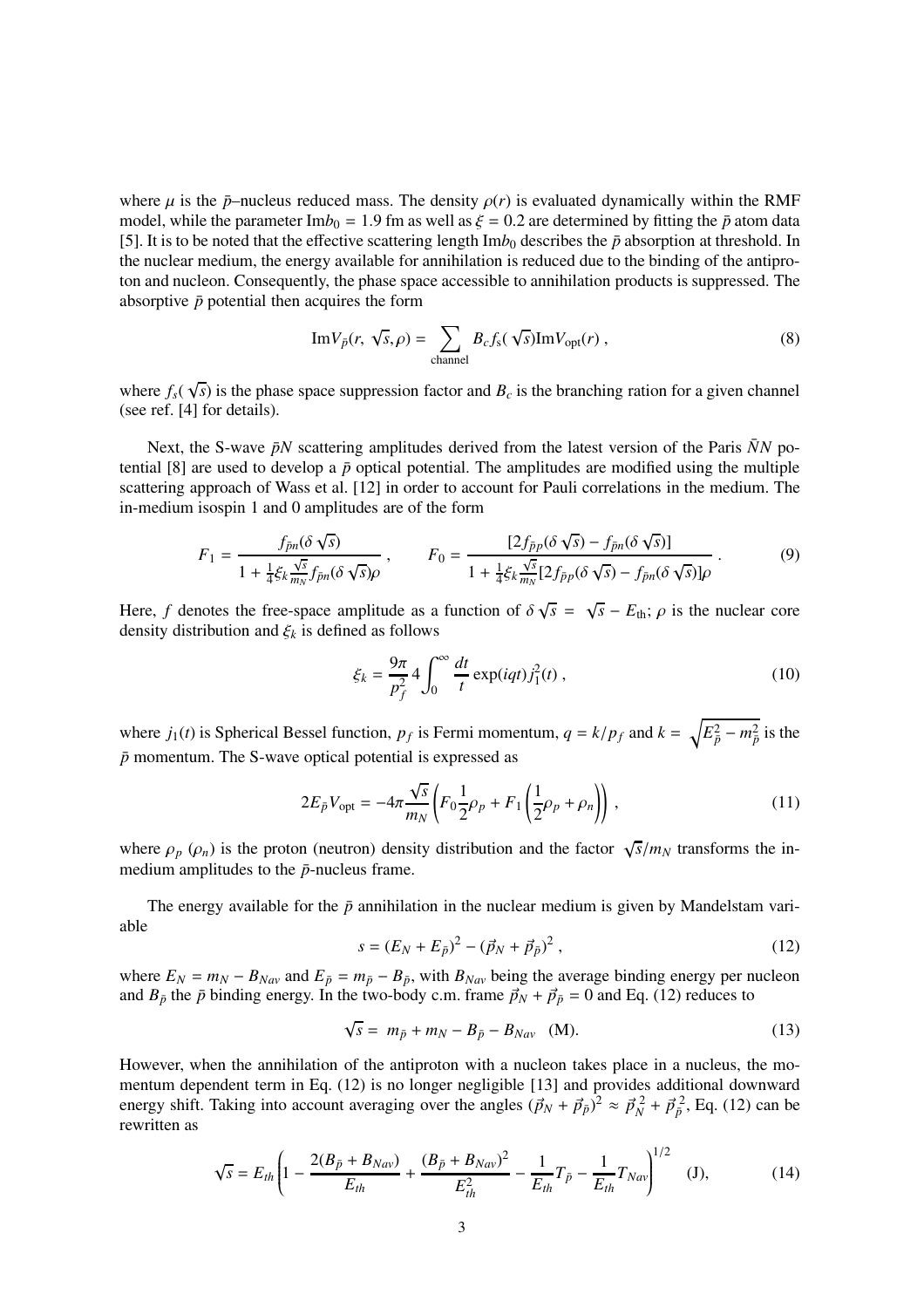where $\mu$ is the $\bar{p}$–nucleus reduced mass. The density $\rho(r)$ is evaluated dynamically within the RMF model, while the parameter $\text{Im}b_0 = 1.9$ fm as well as $\xi = 0.2$ are determined by fitting the $\bar{p}$ atom data [5]. It is to be noted that the effective scattering length $\text{Im}b_0$ describes the $\bar{p}$ absorption at threshold. In the nuclear medium, the energy available for annihilation is reduced due to the binding of the antiproton and nucleon. Consequently, the phase space accessible to annihilation products is suppressed. The absorptive $\bar{p}$ potential then acquires the form

$$\text{Im}V_{\bar{p}}(r, \sqrt{s}, \rho) = \sum_{\text{channel}} B_c f_s(\sqrt{s}) \text{Im}V_{\text{opt}}(r) \,, \tag{8}$$

where $f_s(\sqrt{s})$ is the phase space suppression factor and $B_c$ is the branching ration for a given channel (see ref. [4] for details).

Next, the S-wave $\bar{p}N$ scattering amplitudes derived from the latest version of the Paris $\bar{N}N$ potential [8] are used to develop a $\bar{p}$ optical potential. The amplitudes are modified using the multiple scattering approach of Wass et al. [12] in order to account for Pauli correlations in the medium. The in-medium isospin 1 and 0 amplitudes are of the form

$$F_1 = \frac{f_{\bar{p}n}(\delta\sqrt{s})}{1 + \frac{1}{4}\xi_k \frac{\sqrt{s}}{m_N} f_{\bar{p}n}(\delta\sqrt{s})\rho} \,, \qquad F_0 = \frac{[2f_{\bar{p}p}(\delta\sqrt{s}) - f_{\bar{p}n}(\delta\sqrt{s})]}{1 + \frac{1}{4}\xi_k \frac{\sqrt{s}}{m_N}[2f_{\bar{p}p}(\delta\sqrt{s}) - f_{\bar{p}n}(\delta\sqrt{s})]\rho} \,. \tag{9}$$

Here, $f$ denotes the free-space amplitude as a function of $\delta\sqrt{s} = \sqrt{s} - E_{\text{th}}$; $\rho$ is the nuclear core density distribution and $\xi_k$ is defined as follows

$$\xi_k = \frac{9\pi}{p_f^2} 4 \int_0^\infty \frac{dt}{t} \exp(iqt) j_1^2(t) \,, \tag{10}$$

where $j_1(t)$ is Spherical Bessel function, $p_f$ is Fermi momentum, $q = k/p_f$ and $k = \sqrt{E_{\bar{p}}^2 - m_{\bar{p}}^2}$ is the $\bar{p}$ momentum. The S-wave optical potential is expressed as

$$2E_{\bar{p}} V_{\text{opt}} = -4\pi \frac{\sqrt{s}}{m_N} \left( F_0 \frac{1}{2}\rho_p + F_1 \left( \frac{1}{2}\rho_p + \rho_n \right) \right) \,, \tag{11}$$

where $\rho_p$ ($\rho_n$) is the proton (neutron) density distribution and the factor $\sqrt{s}/m_N$ transforms the in-medium amplitudes to the $\bar{p}$-nucleus frame.

The energy available for the $\bar{p}$ annihilation in the nuclear medium is given by Mandelstam variable

$$s = (E_N + E_{\bar{p}})^2 - (\vec{p}_N + \vec{p}_{\bar{p}})^2 \,, \tag{12}$$

where $E_N = m_N - B_{Nav}$ and $E_{\bar{p}} = m_{\bar{p}} - B_{\bar{p}}$, with $B_{Nav}$ being the average binding energy per nucleon and $B_{\bar{p}}$ the $\bar{p}$ binding energy. In the two-body c.m. frame $\vec{p}_N + \vec{p}_{\bar{p}} = 0$ and Eq. (12) reduces to

$$\sqrt{s} = m_{\bar{p}} + m_N - B_{\bar{p}} - B_{Nav} \quad \text{(M)}. \tag{13}$$

However, when the annihilation of the antiproton with a nucleon takes place in a nucleus, the momentum dependent term in Eq. (12) is no longer negligible [13] and provides additional downward energy shift. Taking into account averaging over the angles $(\vec{p}_N + \vec{p}_{\bar{p}})^2 \approx \vec{p}_N^{\,2} + \vec{p}_{\bar{p}}^{\,2}$, Eq. (12) can be rewritten as

$$\sqrt{s} = E_{th} \left( 1 - \frac{2(B_{\bar{p}} + B_{Nav})}{E_{th}} + \frac{(B_{\bar{p}} + B_{Nav})^2}{E_{th}^2} - \frac{1}{E_{th}} T_{\bar{p}} - \frac{1}{E_{th}} T_{Nav} \right)^{1/2} \quad \text{(J)}, \tag{14}$$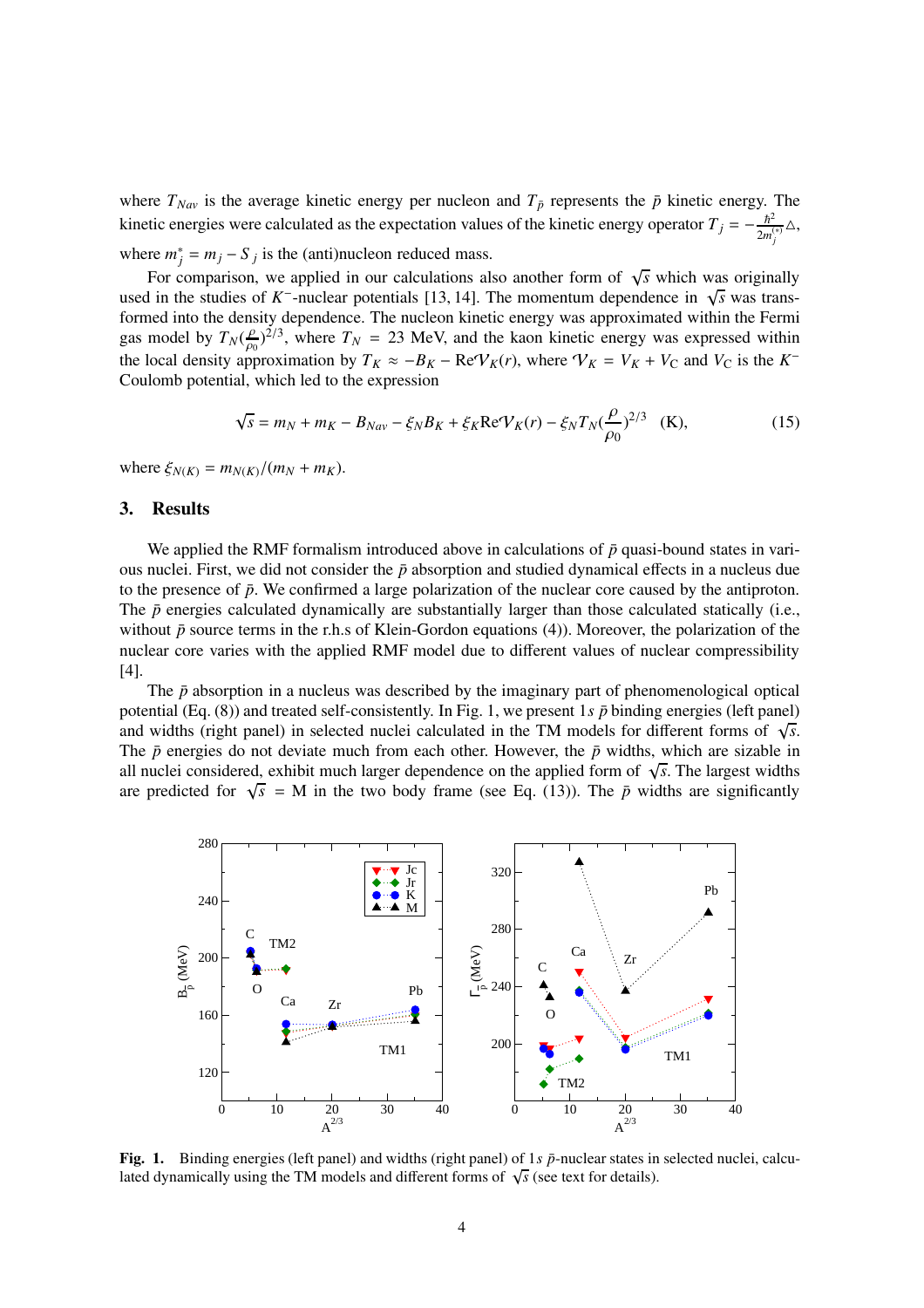where $T_{Nav}$ is the average kinetic energy per nucleon and $T_{\bar{p}}$ represents the $\bar{p}$ kinetic energy. The kinetic energies were calculated as the expectation values of the kinetic energy operator $T_j = -\frac{\hbar^2}{2m_j^{(*)}}\triangle$, where $m_j^* = m_j - S_j$ is the (anti)nucleon reduced mass.

For comparison, we applied in our calculations also another form of $\sqrt{s}$ which was originally used in the studies of $K^-$-nuclear potentials [13, 14]. The momentum dependence in $\sqrt{s}$ was transformed into the density dependence. The nucleon kinetic energy was approximated within the Fermi gas model by $T_N(\frac{\rho}{\rho_0})^{2/3}$, where $T_N = 23$ MeV, and the kaon kinetic energy was expressed within the local density approximation by $T_K \approx -B_K - \mathrm{Re}\mathcal{V}_K(r)$, where $\mathcal{V}_K = V_K + V_C$ and $V_C$ is the $K^-$ Coulomb potential, which led to the expression

$$\sqrt{s} = m_N + m_K - B_{Nav} - \xi_N B_K + \xi_K \mathrm{Re}\mathcal{V}_K(r) - \xi_N T_N(\frac{\rho}{\rho_0})^{2/3} \quad \text{(K)}, \tag{15}$$

where $\xi_{N(K)} = m_{N(K)}/(m_N + m_K)$.

## 3. Results

We applied the RMF formalism introduced above in calculations of $\bar{p}$ quasi-bound states in various nuclei. First, we did not consider the $\bar{p}$ absorption and studied dynamical effects in a nucleus due to the presence of $\bar{p}$. We confirmed a large polarization of the nuclear core caused by the antiproton. The $\bar{p}$ energies calculated dynamically are substantially larger than those calculated statically (i.e., without $\bar{p}$ source terms in the r.h.s of Klein-Gordon equations (4)). Moreover, the polarization of the nuclear core varies with the applied RMF model due to different values of nuclear compressibility [4].

The $\bar{p}$ absorption in a nucleus was described by the imaginary part of phenomenological optical potential (Eq. (8)) and treated self-consistently. In Fig. 1, we present $1s$ $\bar{p}$ binding energies (left panel) and widths (right panel) in selected nuclei calculated in the TM models for different forms of $\sqrt{s}$. The $\bar{p}$ energies do not deviate much from each other. However, the $\bar{p}$ widths, which are sizable in all nuclei considered, exhibit much larger dependence on the applied form of $\sqrt{s}$. The largest widths are predicted for $\sqrt{s}$ = M in the two body frame (see Eq. (13)). The $\bar{p}$ widths are significantly

**Fig. 1.** Binding energies (left panel) and widths (right panel) of $1s$ $\bar{p}$-nuclear states in selected nuclei, calculated dynamically using the TM models and different forms of $\sqrt{s}$ (see text for details).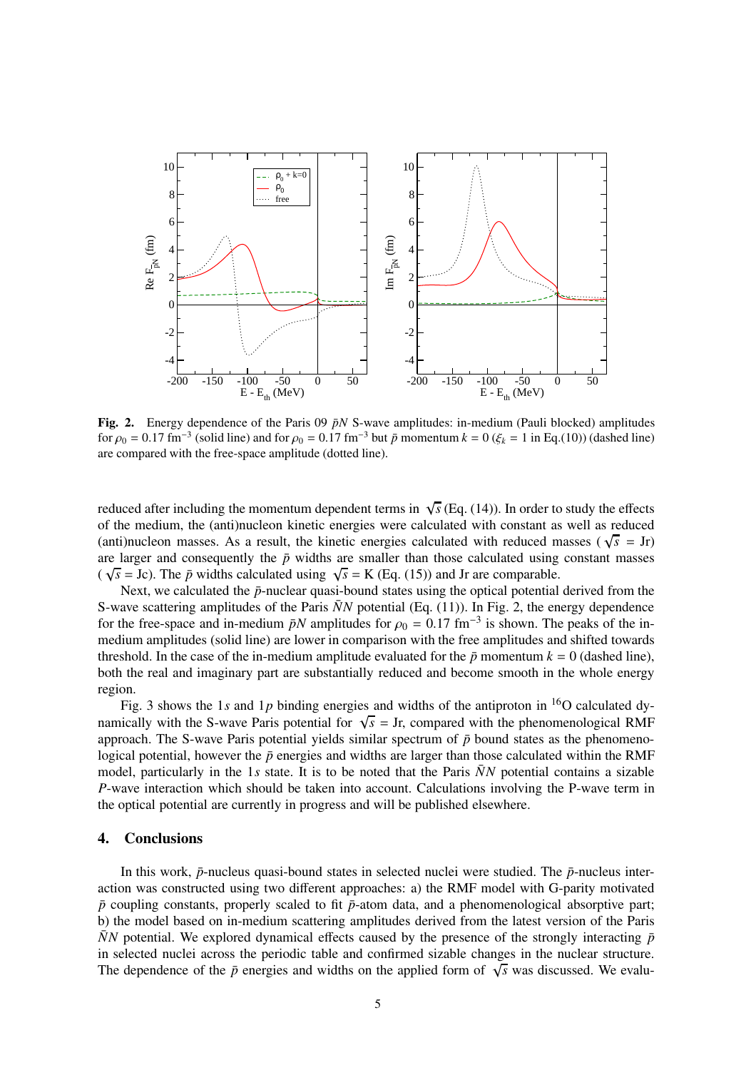**Fig. 2.** Energy dependence of the Paris 09 $\bar{p}N$ S-wave amplitudes: in-medium (Pauli blocked) amplitudes for $\rho_0 = 0.17$ fm$^{-3}$ (solid line) and for $\rho_0 = 0.17$ fm$^{-3}$ but $\bar{p}$ momentum $k = 0$ ($\xi_k = 1$ in Eq.(10)) (dashed line) are compared with the free-space amplitude (dotted line).

reduced after including the momentum dependent terms in $\sqrt{s}$ (Eq. (14)). In order to study the effects of the medium, the (anti)nucleon kinetic energies were calculated with constant as well as reduced (anti)nucleon masses. As a result, the kinetic energies calculated with reduced masses ($\sqrt{s}$ = Jr) are larger and consequently the $\bar{p}$ widths are smaller than those calculated using constant masses ($\sqrt{s}$ = Jc). The $\bar{p}$ widths calculated using $\sqrt{s}$ = K (Eq. (15)) and Jr are comparable.

Next, we calculated the $\bar{p}$-nuclear quasi-bound states using the optical potential derived from the S-wave scattering amplitudes of the Paris $\bar{N}N$ potential (Eq. (11)). In Fig. 2, the energy dependence for the free-space and in-medium $\bar{p}N$ amplitudes for $\rho_0 = 0.17$ fm$^{-3}$ is shown. The peaks of the in-medium amplitudes (solid line) are lower in comparison with the free amplitudes and shifted towards threshold. In the case of the in-medium amplitude evaluated for the $\bar{p}$ momentum $k = 0$ (dashed line), both the real and imaginary part are substantially reduced and become smooth in the whole energy region.

Fig. 3 shows the $1s$ and $1p$ binding energies and widths of the antiproton in $^{16}$O calculated dynamically with the S-wave Paris potential for $\sqrt{s}$ = Jr, compared with the phenomenological RMF approach. The S-wave Paris potential yields similar spectrum of $\bar{p}$ bound states as the phenomenological potential, however the $\bar{p}$ energies and widths are larger than those calculated within the RMF model, particularly in the $1s$ state. It is to be noted that the Paris $\bar{N}N$ potential contains a sizable $P$-wave interaction which should be taken into account. Calculations involving the P-wave term in the optical potential are currently in progress and will be published elsewhere.

## 4. Conclusions

In this work, $\bar{p}$-nucleus quasi-bound states in selected nuclei were studied. The $\bar{p}$-nucleus interaction was constructed using two different approaches: a) the RMF model with G-parity motivated $\bar{p}$ coupling constants, properly scaled to fit $\bar{p}$-atom data, and a phenomenological absorptive part; b) the model based on in-medium scattering amplitudes derived from the latest version of the Paris $\bar{N}N$ potential. We explored dynamical effects caused by the presence of the strongly interacting $\bar{p}$ in selected nuclei across the periodic table and confirmed sizable changes in the nuclear structure. The dependence of the $\bar{p}$ energies and widths on the applied form of $\sqrt{s}$ was discussed. We evalu-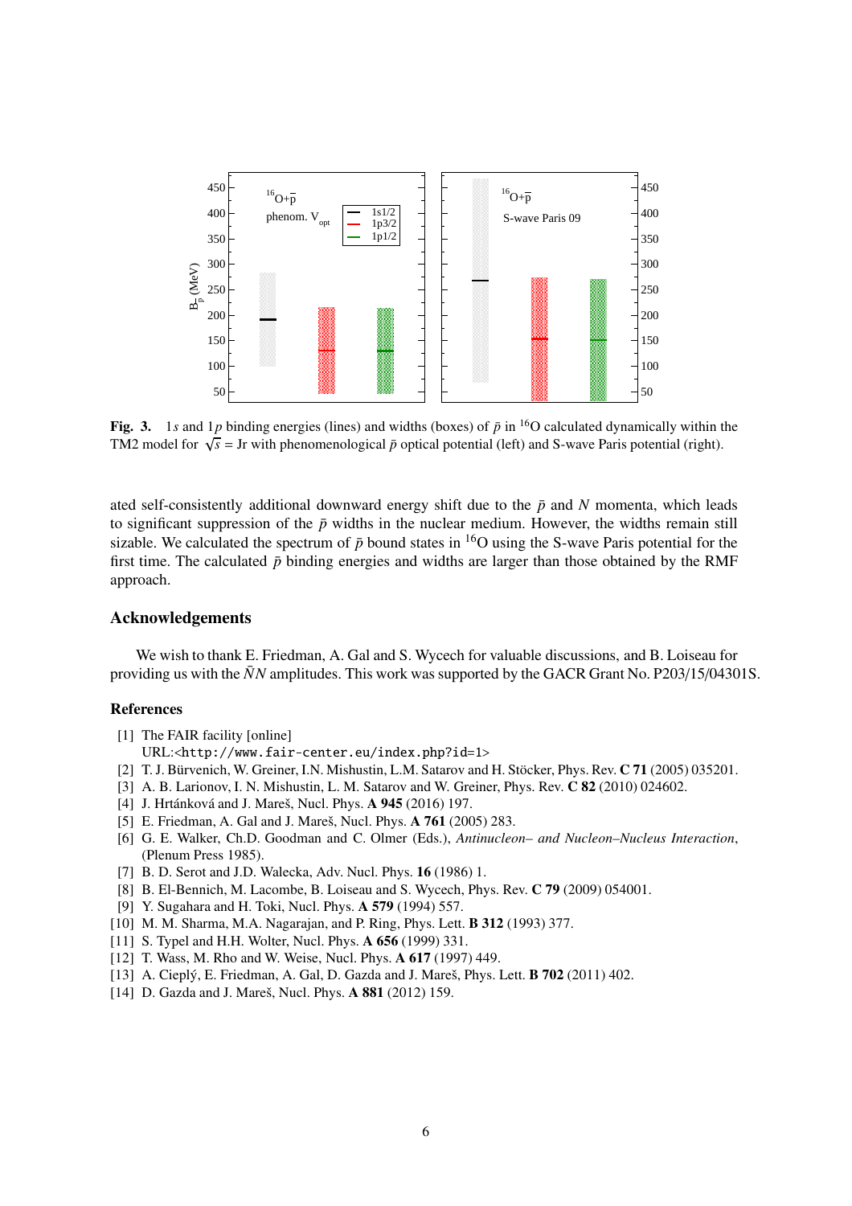$^{16}$O+$\bar{p}$

phenom. $V_{opt}$

1s1/2

1p3/2

1p1/2

$B_{\bar{p}}$ (MeV)

450 400 350 300 250 200 150 100 50

$^{16}$O+$\bar{p}$

S-wave Paris 09

450 400 350 300 250 200 150 100 50

**Fig. 3.** $1s$ and $1p$ binding energies (lines) and widths (boxes) of $\bar{p}$ in $^{16}$O calculated dynamically within the TM2 model for $\sqrt{s}$ = Jr with phenomenological $\bar{p}$ optical potential (left) and S-wave Paris potential (right).

ated self-consistently additional downward energy shift due to the $\bar{p}$ and $N$ momenta, which leads to significant suppression of the $\bar{p}$ widths in the nuclear medium. However, the widths remain still sizable. We calculated the spectrum of $\bar{p}$ bound states in $^{16}$O using the S-wave Paris potential for the first time. The calculated $\bar{p}$ binding energies and widths are larger than those obtained by the RMF approach.

## Acknowledgements

We wish to thank E. Friedman, A. Gal and S. Wycech for valuable discussions, and B. Loiseau for providing us with the $\bar{N}N$ amplitudes. This work was supported by the GACR Grant No. P203/15/04301S.

## References

[1] The FAIR facility [online]
URL:<http://www.fair-center.eu/index.php?id=1>

[2] T. J. Bürvenich, W. Greiner, I.N. Mishustin, L.M. Satarov and H. Stöcker, Phys. Rev. **C 71** (2005) 035201.

[3] A. B. Larionov, I. N. Mishustin, L. M. Satarov and W. Greiner, Phys. Rev. **C 82** (2010) 024602.

[4] J. Hrtánková and J. Mareš, Nucl. Phys. **A 945** (2016) 197.

[5] E. Friedman, A. Gal and J. Mareš, Nucl. Phys. **A 761** (2005) 283.

[6] G. E. Walker, Ch.D. Goodman and C. Olmer (Eds.), *Antinucleon– and Nucleon–Nucleus Interaction*, (Plenum Press 1985).

[7] B. D. Serot and J.D. Walecka, Adv. Nucl. Phys. **16** (1986) 1.

[8] B. El-Bennich, M. Lacombe, B. Loiseau and S. Wycech, Phys. Rev. **C 79** (2009) 054001.

[9] Y. Sugahara and H. Toki, Nucl. Phys. **A 579** (1994) 557.

[10] M. M. Sharma, M.A. Nagarajan, and P. Ring, Phys. Lett. **B 312** (1993) 377.

[11] S. Typel and H.H. Wolter, Nucl. Phys. **A 656** (1999) 331.

[12] T. Wass, M. Rho and W. Weise, Nucl. Phys. **A 617** (1997) 449.

[13] A. Cieplý, E. Friedman, A. Gal, D. Gazda and J. Mareš, Phys. Lett. **B 702** (2011) 402.

[14] D. Gazda and J. Mareš, Nucl. Phys. **A 881** (2012) 159.